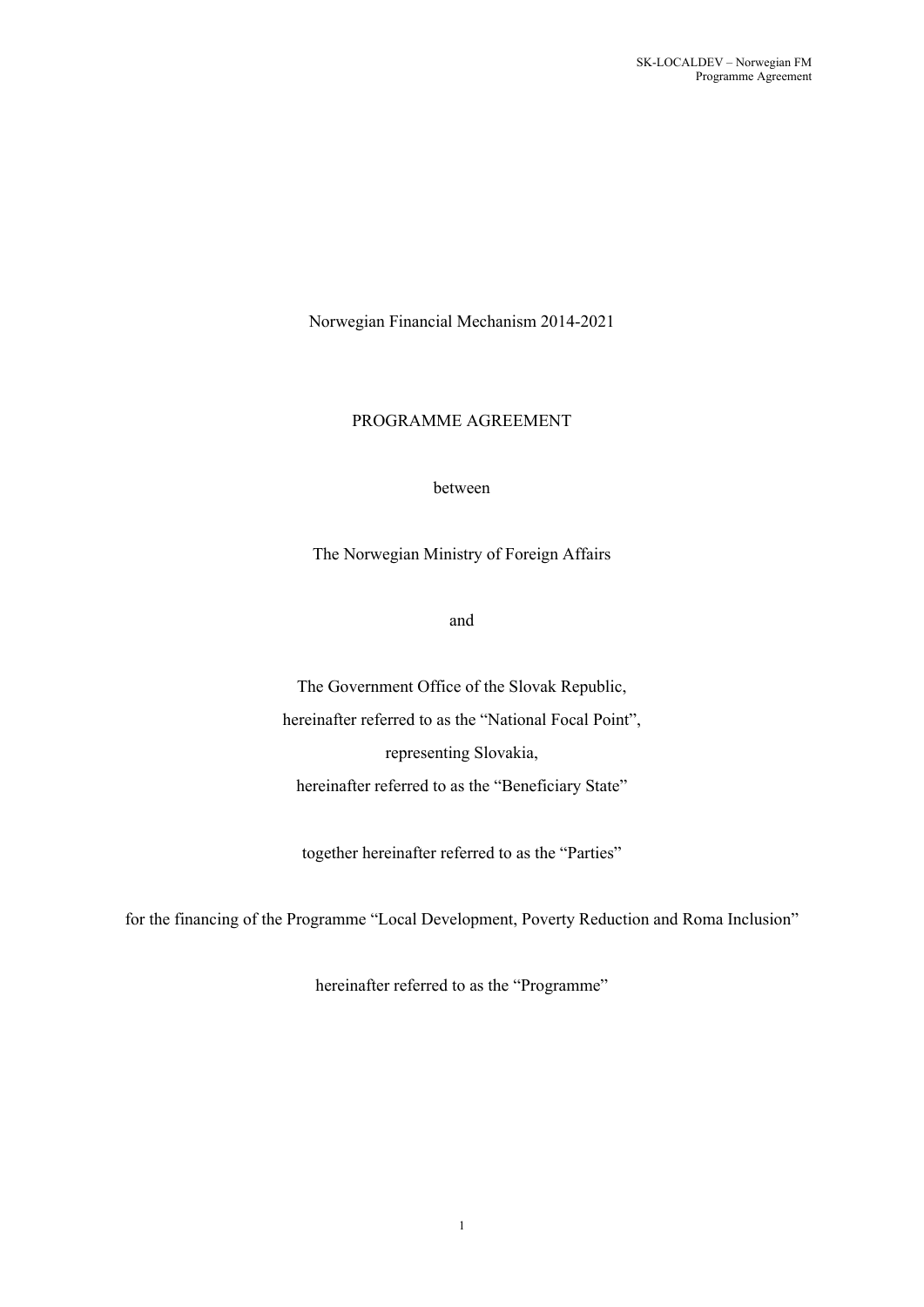Norwegian Financial Mechanism 2014-2021

# PROGRAMME AGREEMENT

between

The Norwegian Ministry of Foreign Affairs

and

The Government Office of the Slovak Republic,

hereinafter referred to as the "National Focal Point",

representing Slovakia,

hereinafter referred to as the "Beneficiary State"

together hereinafter referred to as the "Parties"

for the financing of the Programme "Local Development, Poverty Reduction and Roma Inclusion"

hereinafter referred to as the "Programme"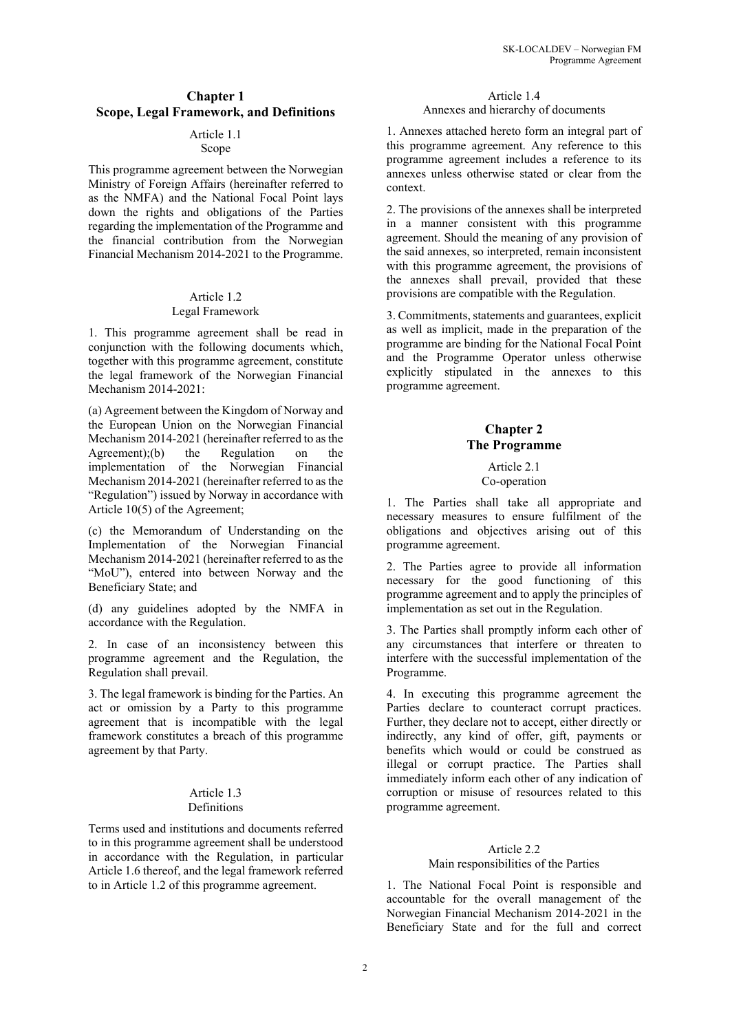## Chapter 1
## Scope, Legal Framework, and Definitions

### Article 1.1
### Scope

This programme agreement between the Norwegian Ministry of Foreign Affairs (hereinafter referred to as the NMFA) and the National Focal Point lays down the rights and obligations of the Parties regarding the implementation of the Programme and the financial contribution from the Norwegian Financial Mechanism 2014-2021 to the Programme.

### Article 1.2
### Legal Framework

1. This programme agreement shall be read in conjunction with the following documents which, together with this programme agreement, constitute the legal framework of the Norwegian Financial Mechanism 2014-2021:

(a) Agreement between the Kingdom of Norway and the European Union on the Norwegian Financial Mechanism 2014-2021 (hereinafter referred to as the Agreement);(b) the Regulation on the implementation of the Norwegian Financial Mechanism 2014-2021 (hereinafter referred to as the "Regulation") issued by Norway in accordance with Article 10(5) of the Agreement;

(c) the Memorandum of Understanding on the Implementation of the Norwegian Financial Mechanism 2014-2021 (hereinafter referred to as the "MoU"), entered into between Norway and the Beneficiary State; and

(d) any guidelines adopted by the NMFA in accordance with the Regulation.

2. In case of an inconsistency between this programme agreement and the Regulation, the Regulation shall prevail.

3. The legal framework is binding for the Parties. An act or omission by a Party to this programme agreement that is incompatible with the legal framework constitutes a breach of this programme agreement by that Party.

### Article 1.3
### Definitions

Terms used and institutions and documents referred to in this programme agreement shall be understood in accordance with the Regulation, in particular Article 1.6 thereof, and the legal framework referred to in Article 1.2 of this programme agreement.

### Article 1.4
### Annexes and hierarchy of documents

1. Annexes attached hereto form an integral part of this programme agreement. Any reference to this programme agreement includes a reference to its annexes unless otherwise stated or clear from the context.

2. The provisions of the annexes shall be interpreted in a manner consistent with this programme agreement. Should the meaning of any provision of the said annexes, so interpreted, remain inconsistent with this programme agreement, the provisions of the annexes shall prevail, provided that these provisions are compatible with the Regulation.

3. Commitments, statements and guarantees, explicit as well as implicit, made in the preparation of the programme are binding for the National Focal Point and the Programme Operator unless otherwise explicitly stipulated in the annexes to this programme agreement.

## Chapter 2
## The Programme

### Article 2.1
### Co-operation

1. The Parties shall take all appropriate and necessary measures to ensure fulfilment of the obligations and objectives arising out of this programme agreement.

2. The Parties agree to provide all information necessary for the good functioning of this programme agreement and to apply the principles of implementation as set out in the Regulation.

3. The Parties shall promptly inform each other of any circumstances that interfere or threaten to interfere with the successful implementation of the Programme.

4. In executing this programme agreement the Parties declare to counteract corrupt practices. Further, they declare not to accept, either directly or indirectly, any kind of offer, gift, payments or benefits which would or could be construed as illegal or corrupt practice. The Parties shall immediately inform each other of any indication of corruption or misuse of resources related to this programme agreement.

### Article 2.2
### Main responsibilities of the Parties

1. The National Focal Point is responsible and accountable for the overall management of the Norwegian Financial Mechanism 2014-2021 in the Beneficiary State and for the full and correct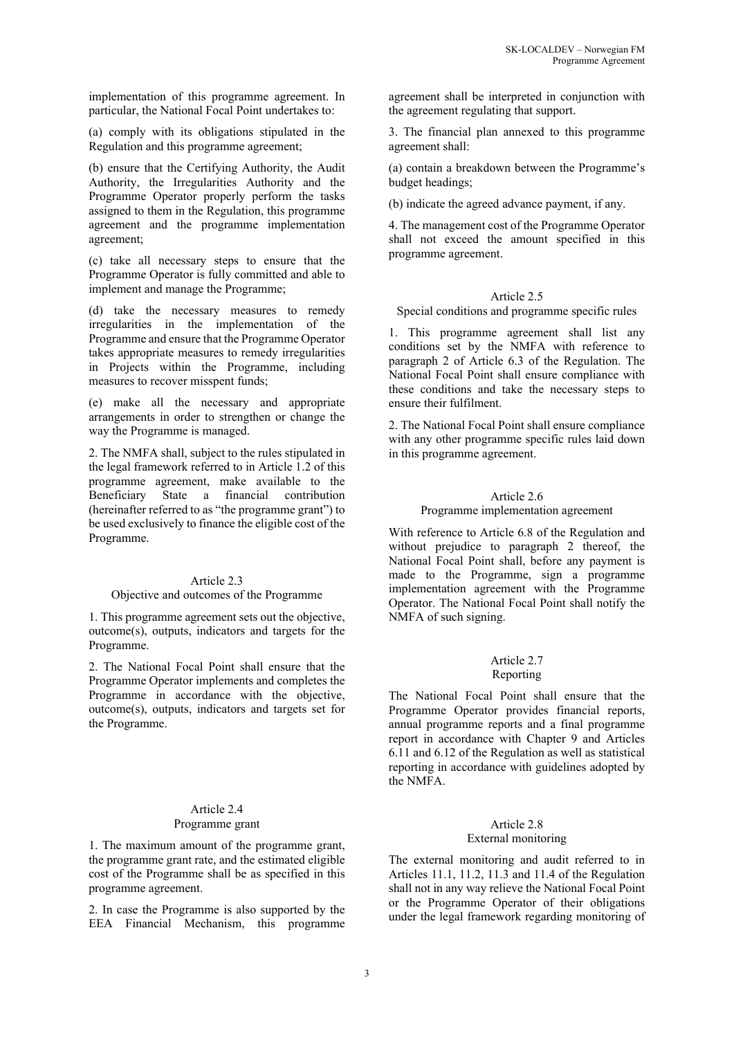implementation of this programme agreement. In particular, the National Focal Point undertakes to:

(a) comply with its obligations stipulated in the Regulation and this programme agreement;

(b) ensure that the Certifying Authority, the Audit Authority, the Irregularities Authority and the Programme Operator properly perform the tasks assigned to them in the Regulation, this programme agreement and the programme implementation agreement;

(c) take all necessary steps to ensure that the Programme Operator is fully committed and able to implement and manage the Programme;

(d) take the necessary measures to remedy irregularities in the implementation of the Programme and ensure that the Programme Operator takes appropriate measures to remedy irregularities in Projects within the Programme, including measures to recover misspent funds;

(e) make all the necessary and appropriate arrangements in order to strengthen or change the way the Programme is managed.

2. The NMFA shall, subject to the rules stipulated in the legal framework referred to in Article 1.2 of this programme agreement, make available to the Beneficiary State a financial contribution (hereinafter referred to as "the programme grant") to be used exclusively to finance the eligible cost of the Programme.

## Article 2.3
## Objective and outcomes of the Programme

1. This programme agreement sets out the objective, outcome(s), outputs, indicators and targets for the Programme.

2. The National Focal Point shall ensure that the Programme Operator implements and completes the Programme in accordance with the objective, outcome(s), outputs, indicators and targets set for the Programme.

## Article 2.4
## Programme grant

1. The maximum amount of the programme grant, the programme grant rate, and the estimated eligible cost of the Programme shall be as specified in this programme agreement.

2. In case the Programme is also supported by the EEA Financial Mechanism, this programme agreement shall be interpreted in conjunction with the agreement regulating that support.

3. The financial plan annexed to this programme agreement shall:

(a) contain a breakdown between the Programme's budget headings;

(b) indicate the agreed advance payment, if any.

4. The management cost of the Programme Operator shall not exceed the amount specified in this programme agreement.

## Article 2.5
## Special conditions and programme specific rules

1. This programme agreement shall list any conditions set by the NMFA with reference to paragraph 2 of Article 6.3 of the Regulation. The National Focal Point shall ensure compliance with these conditions and take the necessary steps to ensure their fulfilment.

2. The National Focal Point shall ensure compliance with any other programme specific rules laid down in this programme agreement.

## Article 2.6
## Programme implementation agreement

With reference to Article 6.8 of the Regulation and without prejudice to paragraph 2 thereof, the National Focal Point shall, before any payment is made to the Programme, sign a programme implementation agreement with the Programme Operator. The National Focal Point shall notify the NMFA of such signing.

## Article 2.7
## Reporting

The National Focal Point shall ensure that the Programme Operator provides financial reports, annual programme reports and a final programme report in accordance with Chapter 9 and Articles 6.11 and 6.12 of the Regulation as well as statistical reporting in accordance with guidelines adopted by the NMFA.

## Article 2.8
## External monitoring

The external monitoring and audit referred to in Articles 11.1, 11.2, 11.3 and 11.4 of the Regulation shall not in any way relieve the National Focal Point or the Programme Operator of their obligations under the legal framework regarding monitoring of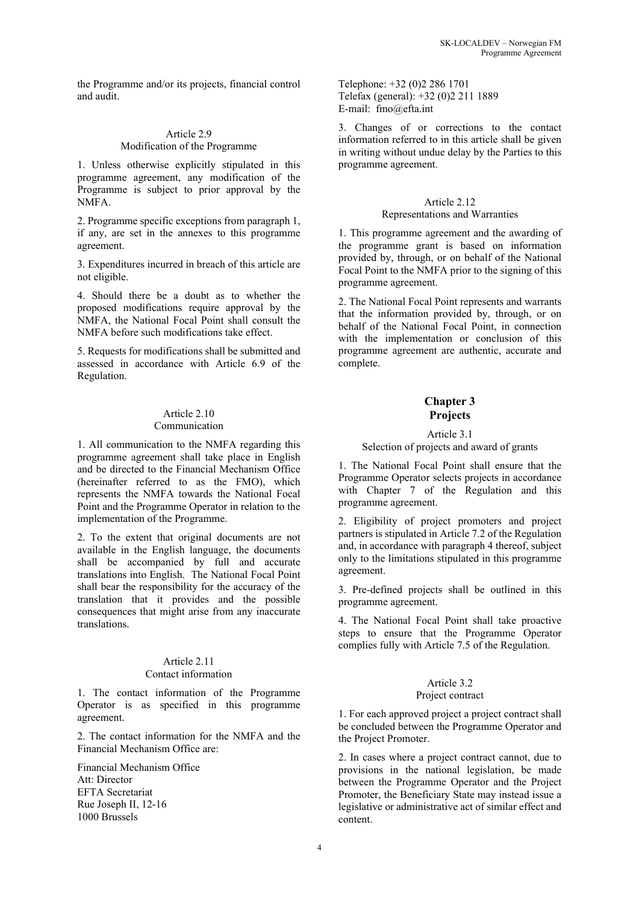the Programme and/or its projects, financial control and audit.

### Article 2.9
Modification of the Programme

1. Unless otherwise explicitly stipulated in this programme agreement, any modification of the Programme is subject to prior approval by the NMFA.

2. Programme specific exceptions from paragraph 1, if any, are set in the annexes to this programme agreement.

3. Expenditures incurred in breach of this article are not eligible.

4. Should there be a doubt as to whether the proposed modifications require approval by the NMFA, the National Focal Point shall consult the NMFA before such modifications take effect.

5. Requests for modifications shall be submitted and assessed in accordance with Article 6.9 of the Regulation.

### Article 2.10
Communication

1. All communication to the NMFA regarding this programme agreement shall take place in English and be directed to the Financial Mechanism Office (hereinafter referred to as the FMO), which represents the NMFA towards the National Focal Point and the Programme Operator in relation to the implementation of the Programme.

2. To the extent that original documents are not available in the English language, the documents shall be accompanied by full and accurate translations into English. The National Focal Point shall bear the responsibility for the accuracy of the translation that it provides and the possible consequences that might arise from any inaccurate translations.

### Article 2.11
Contact information

1. The contact information of the Programme Operator is as specified in this programme agreement.

2. The contact information for the NMFA and the Financial Mechanism Office are:

Financial Mechanism Office
Att: Director
EFTA Secretariat
Rue Joseph II, 12-16
1000 Brussels
Telephone: +32 (0)2 286 1701
Telefax (general): +32 (0)2 211 1889
E-mail: fmo@efta.int

3. Changes of or corrections to the contact information referred to in this article shall be given in writing without undue delay by the Parties to this programme agreement.

### Article 2.12
Representations and Warranties

1. This programme agreement and the awarding of the programme grant is based on information provided by, through, or on behalf of the National Focal Point to the NMFA prior to the signing of this programme agreement.

2. The National Focal Point represents and warrants that the information provided by, through, or on behalf of the National Focal Point, in connection with the implementation or conclusion of this programme agreement are authentic, accurate and complete.

## Chapter 3
## Projects

### Article 3.1
Selection of projects and award of grants

1. The National Focal Point shall ensure that the Programme Operator selects projects in accordance with Chapter 7 of the Regulation and this programme agreement.

2. Eligibility of project promoters and project partners is stipulated in Article 7.2 of the Regulation and, in accordance with paragraph 4 thereof, subject only to the limitations stipulated in this programme agreement.

3. Pre-defined projects shall be outlined in this programme agreement.

4. The National Focal Point shall take proactive steps to ensure that the Programme Operator complies fully with Article 7.5 of the Regulation.

### Article 3.2
Project contract

1. For each approved project a project contract shall be concluded between the Programme Operator and the Project Promoter.

2. In cases where a project contract cannot, due to provisions in the national legislation, be made between the Programme Operator and the Project Promoter, the Beneficiary State may instead issue a legislative or administrative act of similar effect and content.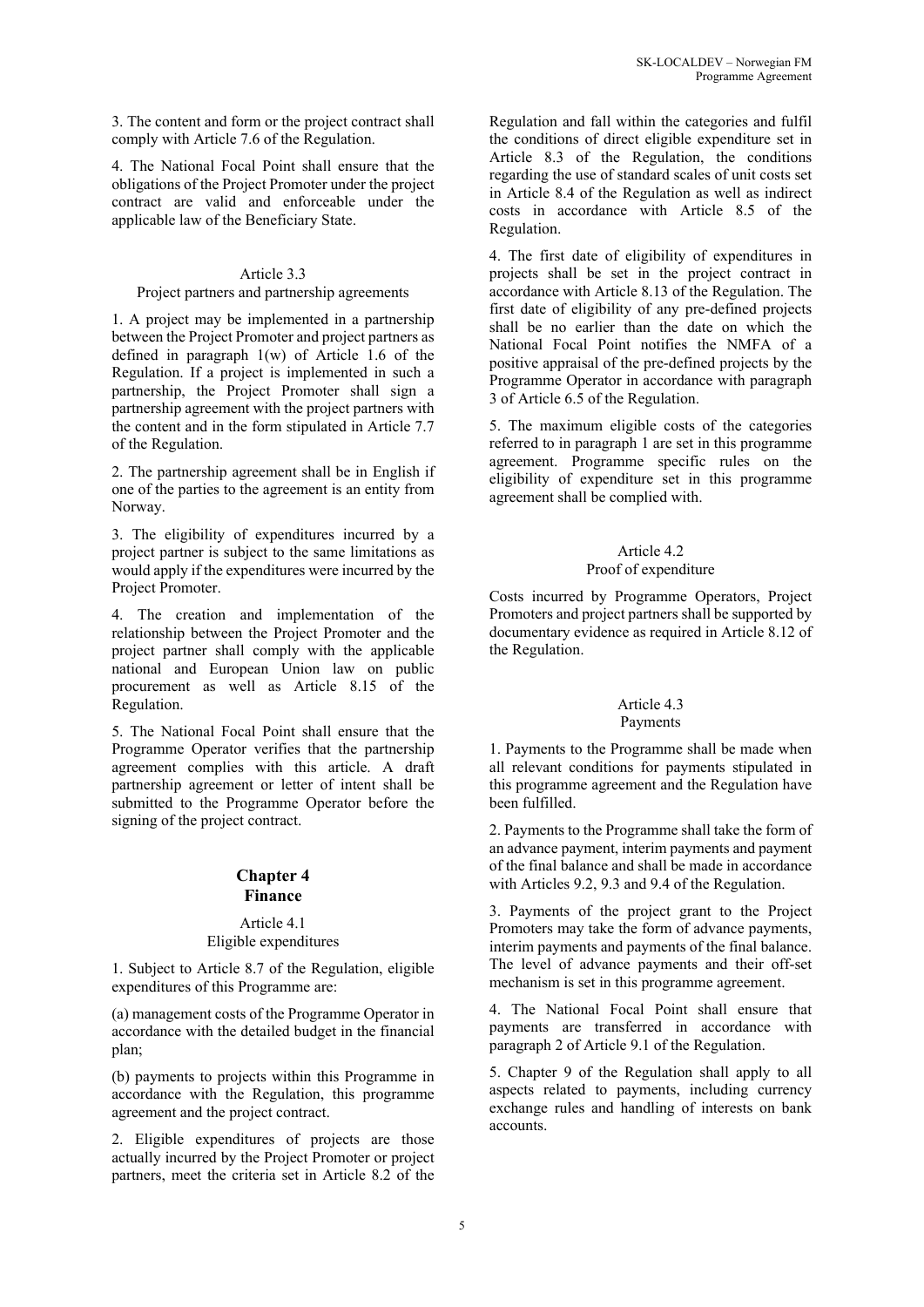3. The content and form or the project contract shall comply with Article 7.6 of the Regulation.

4. The National Focal Point shall ensure that the obligations of the Project Promoter under the project contract are valid and enforceable under the applicable law of the Beneficiary State.

### Article 3.3
### Project partners and partnership agreements

1. A project may be implemented in a partnership between the Project Promoter and project partners as defined in paragraph 1(w) of Article 1.6 of the Regulation. If a project is implemented in such a partnership, the Project Promoter shall sign a partnership agreement with the project partners with the content and in the form stipulated in Article 7.7 of the Regulation.

2. The partnership agreement shall be in English if one of the parties to the agreement is an entity from Norway.

3. The eligibility of expenditures incurred by a project partner is subject to the same limitations as would apply if the expenditures were incurred by the Project Promoter.

4. The creation and implementation of the relationship between the Project Promoter and the project partner shall comply with the applicable national and European Union law on public procurement as well as Article 8.15 of the Regulation.

5. The National Focal Point shall ensure that the Programme Operator verifies that the partnership agreement complies with this article. A draft partnership agreement or letter of intent shall be submitted to the Programme Operator before the signing of the project contract.

## Chapter 4
## Finance

### Article 4.1
### Eligible expenditures

1. Subject to Article 8.7 of the Regulation, eligible expenditures of this Programme are:

(a) management costs of the Programme Operator in accordance with the detailed budget in the financial plan;

(b) payments to projects within this Programme in accordance with the Regulation, this programme agreement and the project contract.

2. Eligible expenditures of projects are those actually incurred by the Project Promoter or project partners, meet the criteria set in Article 8.2 of the Regulation and fall within the categories and fulfil the conditions of direct eligible expenditure set in Article 8.3 of the Regulation, the conditions regarding the use of standard scales of unit costs set in Article 8.4 of the Regulation as well as indirect costs in accordance with Article 8.5 of the Regulation.

4. The first date of eligibility of expenditures in projects shall be set in the project contract in accordance with Article 8.13 of the Regulation. The first date of eligibility of any pre-defined projects shall be no earlier than the date on which the National Focal Point notifies the NMFA of a positive appraisal of the pre-defined projects by the Programme Operator in accordance with paragraph 3 of Article 6.5 of the Regulation.

5. The maximum eligible costs of the categories referred to in paragraph 1 are set in this programme agreement. Programme specific rules on the eligibility of expenditure set in this programme agreement shall be complied with.

### Article 4.2
### Proof of expenditure

Costs incurred by Programme Operators, Project Promoters and project partners shall be supported by documentary evidence as required in Article 8.12 of the Regulation.

### Article 4.3
### Payments

1. Payments to the Programme shall be made when all relevant conditions for payments stipulated in this programme agreement and the Regulation have been fulfilled.

2. Payments to the Programme shall take the form of an advance payment, interim payments and payment of the final balance and shall be made in accordance with Articles 9.2, 9.3 and 9.4 of the Regulation.

3. Payments of the project grant to the Project Promoters may take the form of advance payments, interim payments and payments of the final balance. The level of advance payments and their off-set mechanism is set in this programme agreement.

4. The National Focal Point shall ensure that payments are transferred in accordance with paragraph 2 of Article 9.1 of the Regulation.

5. Chapter 9 of the Regulation shall apply to all aspects related to payments, including currency exchange rules and handling of interests on bank accounts.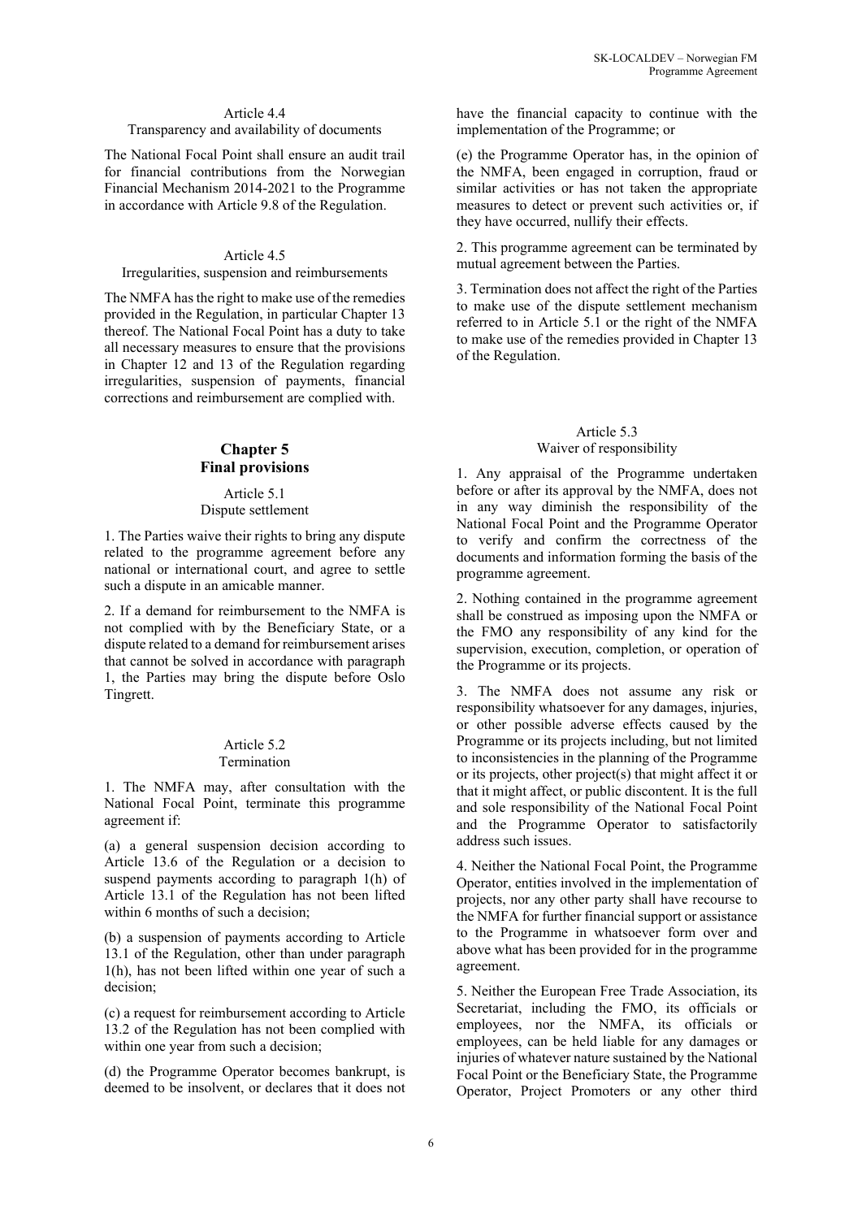### Article 4.4
Transparency and availability of documents

The National Focal Point shall ensure an audit trail for financial contributions from the Norwegian Financial Mechanism 2014-2021 to the Programme in accordance with Article 9.8 of the Regulation.

### Article 4.5
Irregularities, suspension and reimbursements

The NMFA has the right to make use of the remedies provided in the Regulation, in particular Chapter 13 thereof. The National Focal Point has a duty to take all necessary measures to ensure that the provisions in Chapter 12 and 13 of the Regulation regarding irregularities, suspension of payments, financial corrections and reimbursement are complied with.

## Chapter 5
## Final provisions

### Article 5.1
Dispute settlement

1. The Parties waive their rights to bring any dispute related to the programme agreement before any national or international court, and agree to settle such a dispute in an amicable manner.

2. If a demand for reimbursement to the NMFA is not complied with by the Beneficiary State, or a dispute related to a demand for reimbursement arises that cannot be solved in accordance with paragraph 1, the Parties may bring the dispute before Oslo Tingrett.

### Article 5.2
Termination

1. The NMFA may, after consultation with the National Focal Point, terminate this programme agreement if:

(a) a general suspension decision according to Article 13.6 of the Regulation or a decision to suspend payments according to paragraph 1(h) of Article 13.1 of the Regulation has not been lifted within 6 months of such a decision;

(b) a suspension of payments according to Article 13.1 of the Regulation, other than under paragraph 1(h), has not been lifted within one year of such a decision;

(c) a request for reimbursement according to Article 13.2 of the Regulation has not been complied with within one year from such a decision;

(d) the Programme Operator becomes bankrupt, is deemed to be insolvent, or declares that it does not have the financial capacity to continue with the implementation of the Programme; or

(e) the Programme Operator has, in the opinion of the NMFA, been engaged in corruption, fraud or similar activities or has not taken the appropriate measures to detect or prevent such activities or, if they have occurred, nullify their effects.

2. This programme agreement can be terminated by mutual agreement between the Parties.

3. Termination does not affect the right of the Parties to make use of the dispute settlement mechanism referred to in Article 5.1 or the right of the NMFA to make use of the remedies provided in Chapter 13 of the Regulation.

### Article 5.3
Waiver of responsibility

1. Any appraisal of the Programme undertaken before or after its approval by the NMFA, does not in any way diminish the responsibility of the National Focal Point and the Programme Operator to verify and confirm the correctness of the documents and information forming the basis of the programme agreement.

2. Nothing contained in the programme agreement shall be construed as imposing upon the NMFA or the FMO any responsibility of any kind for the supervision, execution, completion, or operation of the Programme or its projects.

3. The NMFA does not assume any risk or responsibility whatsoever for any damages, injuries, or other possible adverse effects caused by the Programme or its projects including, but not limited to inconsistencies in the planning of the Programme or its projects, other project(s) that might affect it or that it might affect, or public discontent. It is the full and sole responsibility of the National Focal Point and the Programme Operator to satisfactorily address such issues.

4. Neither the National Focal Point, the Programme Operator, entities involved in the implementation of projects, nor any other party shall have recourse to the NMFA for further financial support or assistance to the Programme in whatsoever form over and above what has been provided for in the programme agreement.

5. Neither the European Free Trade Association, its Secretariat, including the FMO, its officials or employees, nor the NMFA, its officials or employees, can be held liable for any damages or injuries of whatever nature sustained by the National Focal Point or the Beneficiary State, the Programme Operator, Project Promoters or any other third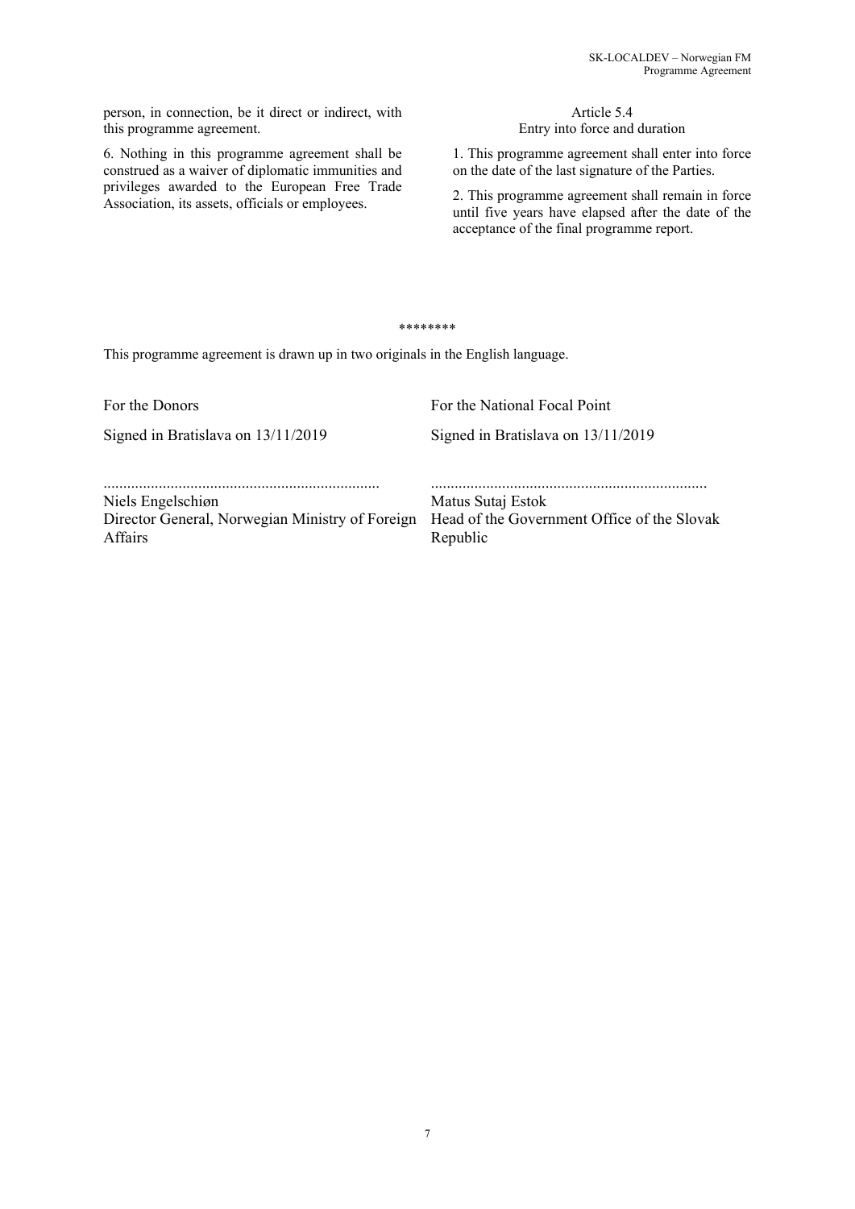person, in connection, be it direct or indirect, with this programme agreement.

6. Nothing in this programme agreement shall be construed as a waiver of diplomatic immunities and privileges awarded to the European Free Trade Association, its assets, officials or employees.

Article 5.4
Entry into force and duration

1. This programme agreement shall enter into force on the date of the last signature of the Parties.

2. This programme agreement shall remain in force until five years have elapsed after the date of the acceptance of the final programme report.

********

This programme agreement is drawn up in two originals in the English language.

| For the Donors | For the National Focal Point |
|---|---|
| Signed in Bratislava on 13/11/2019 | Signed in Bratislava on 13/11/2019 |
| ...................................................................... | ...................................................................... |
| Niels Engelschiøn<br>Director General, Norwegian Ministry of Foreign Affairs | Matus Sutaj Estok<br>Head of the Government Office of the Slovak Republic |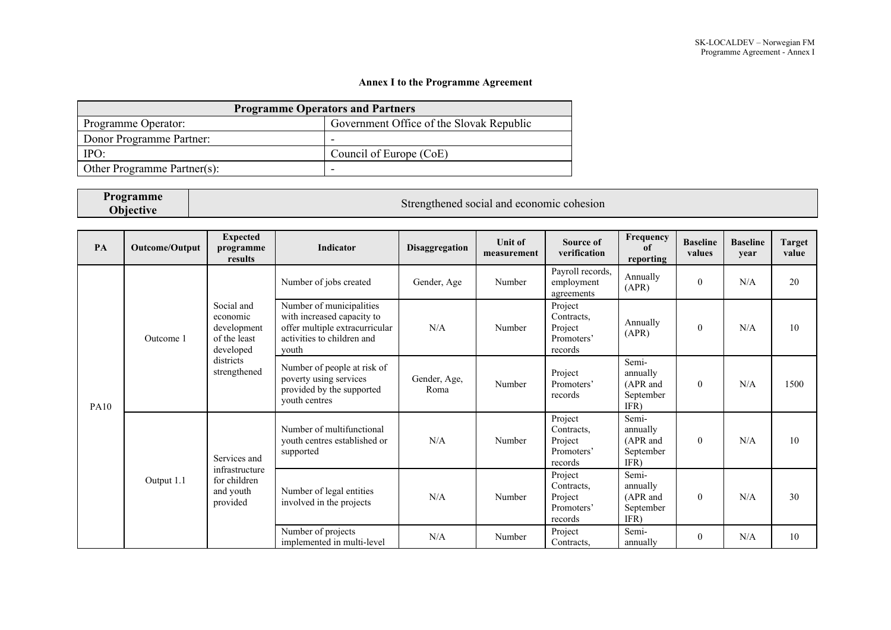**Annex I to the Programme Agreement**

| Programme Operators and Partners | |
|---|---|
| Programme Operator: | Government Office of the Slovak Republic |
| Donor Programme Partner: | - |
| IPO: | Council of Europe (CoE) |
| Other Programme Partner(s): | - |

| Programme Objective | Strengthened social and economic cohesion |
|---|---|

| PA | Outcome/Output | Expected programme results | Indicator | Disaggregation | Unit of measurement | Source of verification | Frequency of reporting | Baseline values | Baseline year | Target value |
|---|---|---|---|---|---|---|---|---|---|---|
| PA10 | Outcome 1 | Social and economic development of the least developed districts strengthened | Number of jobs created | Gender, Age | Number | Payroll records, employment agreements | Annually (APR) | 0 | N/A | 20 |
| | | | Number of municipalities with increased capacity to offer multiple extracurricular activities to children and youth | N/A | Number | Project Contracts, Project Promoters' records | Annually (APR) | 0 | N/A | 10 |
| | | | Number of people at risk of poverty using services provided by the supported youth centres | Gender, Age, Roma | Number | Project Promoters' records | Semi-annually (APR and September IFR) | 0 | N/A | 1500 |
| | Output 1.1 | Services and infrastructure for children and youth provided | Number of multifunctional youth centres established or supported | N/A | Number | Project Contracts, Project Promoters' records | Semi-annually (APR and September IFR) | 0 | N/A | 10 |
| | | | Number of legal entities involved in the projects | N/A | Number | Project Contracts, Project Promoters' records | Semi-annually (APR and September IFR) | 0 | N/A | 30 |
| | | | Number of projects implemented in multi-level | N/A | Number | Project Contracts, | Semi-annually | 0 | N/A | 10 |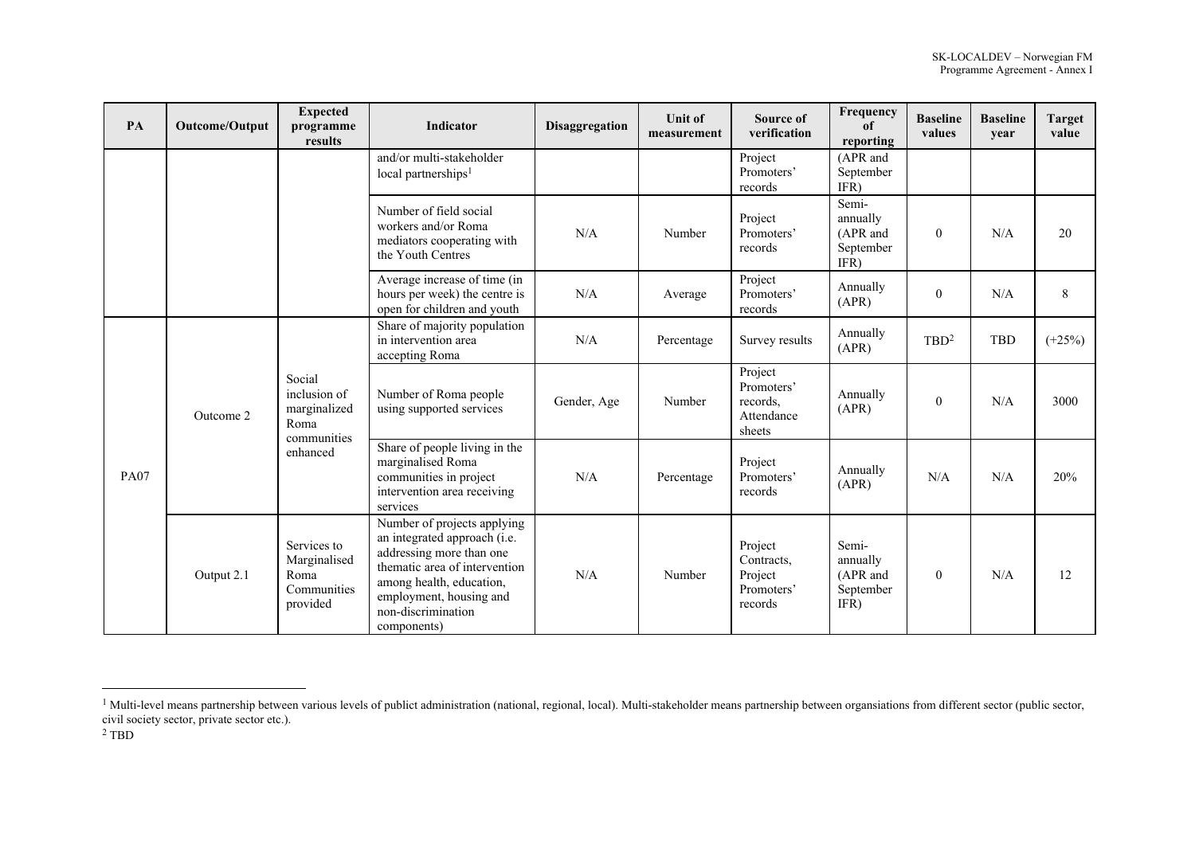| PA | Outcome/Output | Expected programme results | Indicator | Disaggregation | Unit of measurement | Source of verification | Frequency of reporting | Baseline values | Baseline year | Target value |
|---|---|---|---|---|---|---|---|---|---|---|
| | | | and/or multi-stakeholder local partnerships[1] | | | Project Promoters' records | (APR and September IFR) | | | |
| | | | Number of field social workers and/or Roma mediators cooperating with the Youth Centres | N/A | Number | Project Promoters' records | Semi-annually (APR and September IFR) | 0 | N/A | 20 |
| | | | Average increase of time (in hours per week) the centre is open for children and youth | N/A | Average | Project Promoters' records | Annually (APR) | 0 | N/A | 8 |
| PA07 | Outcome 2 | Social inclusion of marginalized Roma communities enhanced | Share of majority population in intervention area accepting Roma | N/A | Percentage | Survey results | Annually (APR) | TBD[2] | TBD | (+25%) |
| | | | Number of Roma people using supported services | Gender, Age | Number | Project Promoters' records, Attendance sheets | Annually (APR) | 0 | N/A | 3000 |
| | | | Share of people living in the marginalised Roma communities in project intervention area receiving services | N/A | Percentage | Project Promoters' records | Annually (APR) | N/A | N/A | 20% |
| | Output 2.1 | Services to Marginalised Roma Communities provided | Number of projects applying an integrated approach (i.e. addressing more than one thematic area of intervention among health, education, employment, housing and non-discrimination components) | N/A | Number | Project Contracts, Project Promoters' records | Semi-annually (APR and September IFR) | 0 | N/A | 12 |

[1] Multi-level means partnership between various levels of publict administration (national, regional, local). Multi-stakeholder means partnership between organsiations from different sector (public sector, civil society sector, private sector etc.).

[2] TBD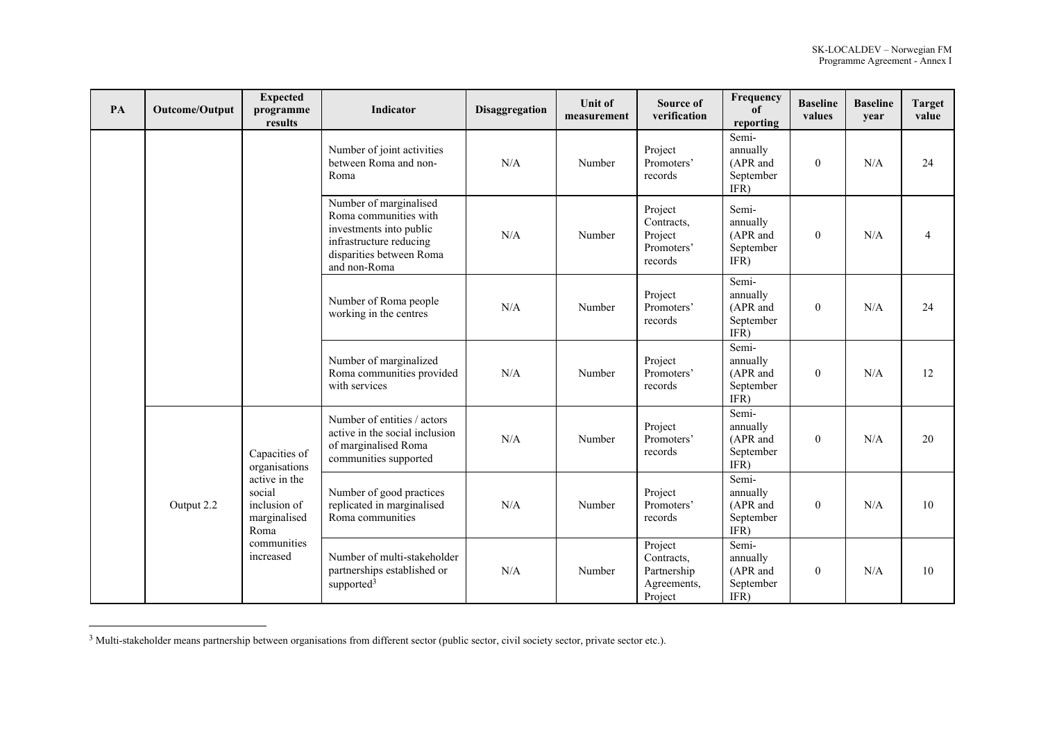| PA | Outcome/Output | Expected programme results | Indicator | Disaggregation | Unit of measurement | Source of verification | Frequency of reporting | Baseline values | Baseline year | Target value |
|---|---|---|---|---|---|---|---|---|---|---|
| | | | Number of joint activities between Roma and non-Roma | N/A | Number | Project Promoters' records | Semi-annually (APR and September IFR) | 0 | N/A | 24 |
| | | | Number of marginalised Roma communities with investments into public infrastructure reducing disparities between Roma and non-Roma | N/A | Number | Project Contracts, Project Promoters' records | Semi-annually (APR and September IFR) | 0 | N/A | 4 |
| | | | Number of Roma people working in the centres | N/A | Number | Project Promoters' records | Semi-annually (APR and September IFR) | 0 | N/A | 24 |
| | | | Number of marginalized Roma communities provided with services | N/A | Number | Project Promoters' records | Semi-annually (APR and September IFR) | 0 | N/A | 12 |
| | Output 2.2 | Capacities of organisations active in the social inclusion of marginalised Roma communities increased | Number of entities / actors active in the social inclusion of marginalised Roma communities supported | N/A | Number | Project Promoters' records | Semi-annually (APR and September IFR) | 0 | N/A | 20 |
| | | | Number of good practices replicated in marginalised Roma communities | N/A | Number | Project Promoters' records | Semi-annually (APR and September IFR) | 0 | N/A | 10 |
| | | | Number of multi-stakeholder partnerships established or supported[3] | N/A | Number | Project Contracts, Partnership Agreements, Project | Semi-annually (APR and September IFR) | 0 | N/A | 10 |

[3] Multi-stakeholder means partnership between organisations from different sector (public sector, civil society sector, private sector etc.).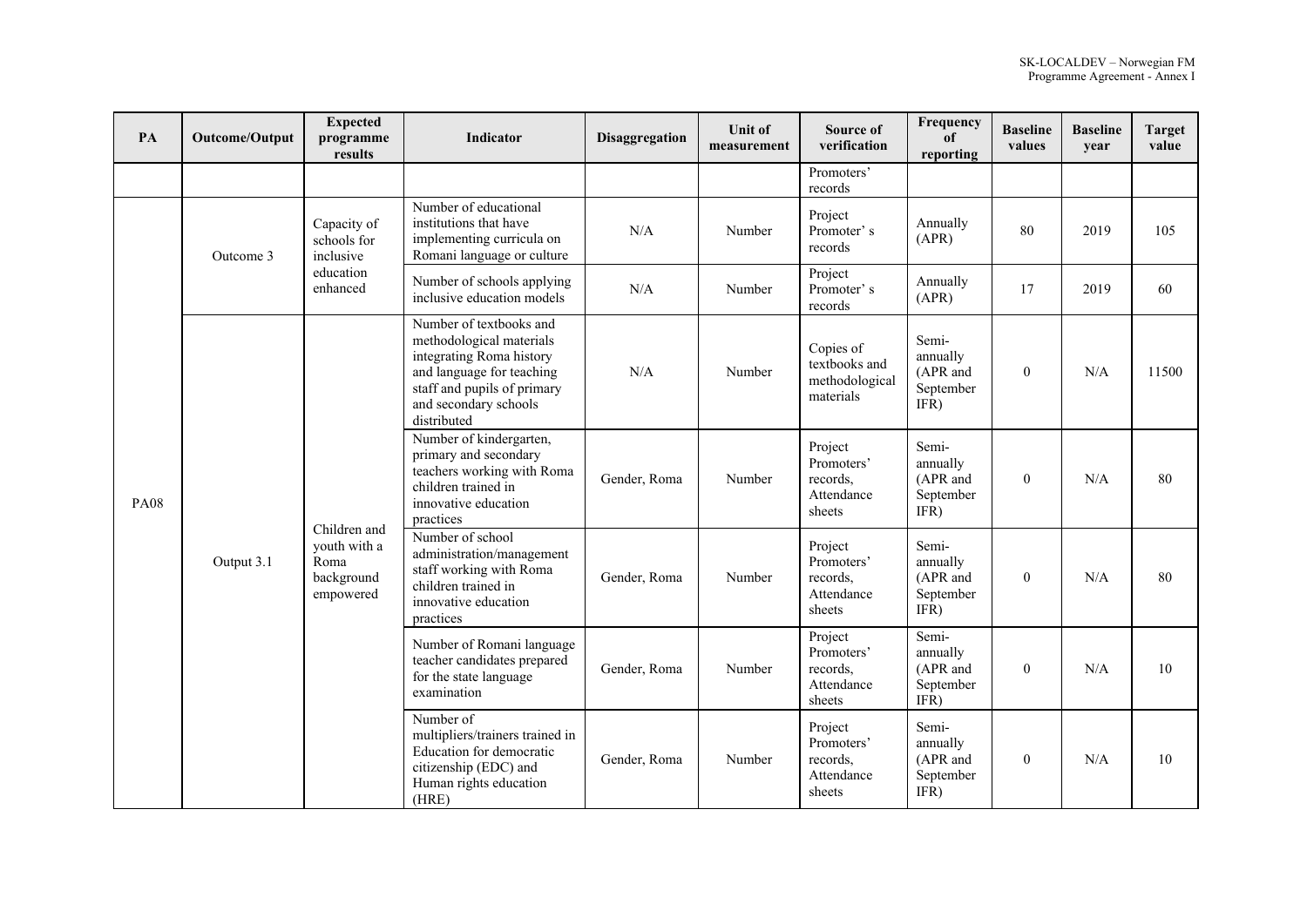| PA | Outcome/Output | Expected programme results | Indicator | Disaggregation | Unit of measurement | Source of verification | Frequency of reporting | Baseline values | Baseline year | Target value |
|---|---|---|---|---|---|---|---|---|---|---|
| | | | | | | Promoters' records | | | | |
| PA08 | Outcome 3 | Capacity of schools for inclusive education enhanced | Number of educational institutions that have implementing curricula on Romani language or culture | N/A | Number | Project Promoter' s records | Annually (APR) | 80 | 2019 | 105 |
| | | | Number of schools applying inclusive education models | N/A | Number | Project Promoter' s records | Annually (APR) | 17 | 2019 | 60 |
| | Output 3.1 | Children and youth with a Roma background empowered | Number of textbooks and methodological materials integrating Roma history and language for teaching staff and pupils of primary and secondary schools distributed | N/A | Number | Copies of textbooks and methodological materials | Semi-annually (APR and September IFR) | 0 | N/A | 11500 |
| | | | Number of kindergarten, primary and secondary teachers working with Roma children trained in innovative education practices | Gender, Roma | Number | Project Promoters' records, Attendance sheets | Semi-annually (APR and September IFR) | 0 | N/A | 80 |
| | | | Number of school administration/management staff working with Roma children trained in innovative education practices | Gender, Roma | Number | Project Promoters' records, Attendance sheets | Semi-annually (APR and September IFR) | 0 | N/A | 80 |
| | | | Number of Romani language teacher candidates prepared for the state language examination | Gender, Roma | Number | Project Promoters' records, Attendance sheets | Semi-annually (APR and September IFR) | 0 | N/A | 10 |
| | | | Number of multipliers/trainers trained in Education for democratic citizenship (EDC) and Human rights education (HRE) | Gender, Roma | Number | Project Promoters' records, Attendance sheets | Semi-annually (APR and September IFR) | 0 | N/A | 10 |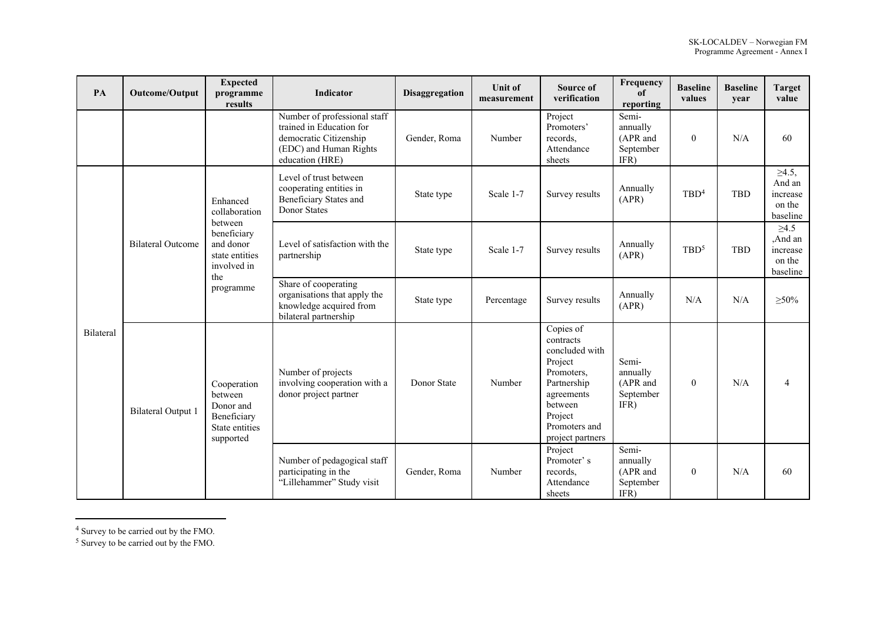| PA | Outcome/Output | Expected programme results | Indicator | Disaggregation | Unit of measurement | Source of verification | Frequency of reporting | Baseline values | Baseline year | Target value |
|---|---|---|---|---|---|---|---|---|---|---|
| | | | Number of professional staff trained in Education for democratic Citizenship (EDC) and Human Rights education (HRE) | Gender, Roma | Number | Project Promoters' records, Attendance sheets | Semi-annually (APR and September IFR) | 0 | N/A | 60 |
| Bilateral | Bilateral Outcome | Enhanced collaboration between beneficiary and donor state entities involved in the programme | Level of trust between cooperating entities in Beneficiary States and Donor States | State type | Scale 1-7 | Survey results | Annually (APR) | TBD[4] | TBD | ≥4.5, And an increase on the baseline |
| | | | Level of satisfaction with the partnership | State type | Scale 1-7 | Survey results | Annually (APR) | TBD[5] | TBD | ≥4.5 ,And an increase on the baseline |
| | | | Share of cooperating organisations that apply the knowledge acquired from bilateral partnership | State type | Percentage | Survey results | Annually (APR) | N/A | N/A | ≥50% |
| | Bilateral Output 1 | Cooperation between Donor and Beneficiary State entities supported | Number of projects involving cooperation with a donor project partner | Donor State | Number | Copies of contracts concluded with Project Promoters, Partnership agreements between Project Promoters and project partners | Semi-annually (APR and September IFR) | 0 | N/A | 4 |
| | | | Number of pedagogical staff participating in the "Lillehammer" Study visit | Gender, Roma | Number | Project Promoter' s records, Attendance sheets | Semi-annually (APR and September IFR) | 0 | N/A | 60 |

[4] Survey to be carried out by the FMO.

[5] Survey to be carried out by the FMO.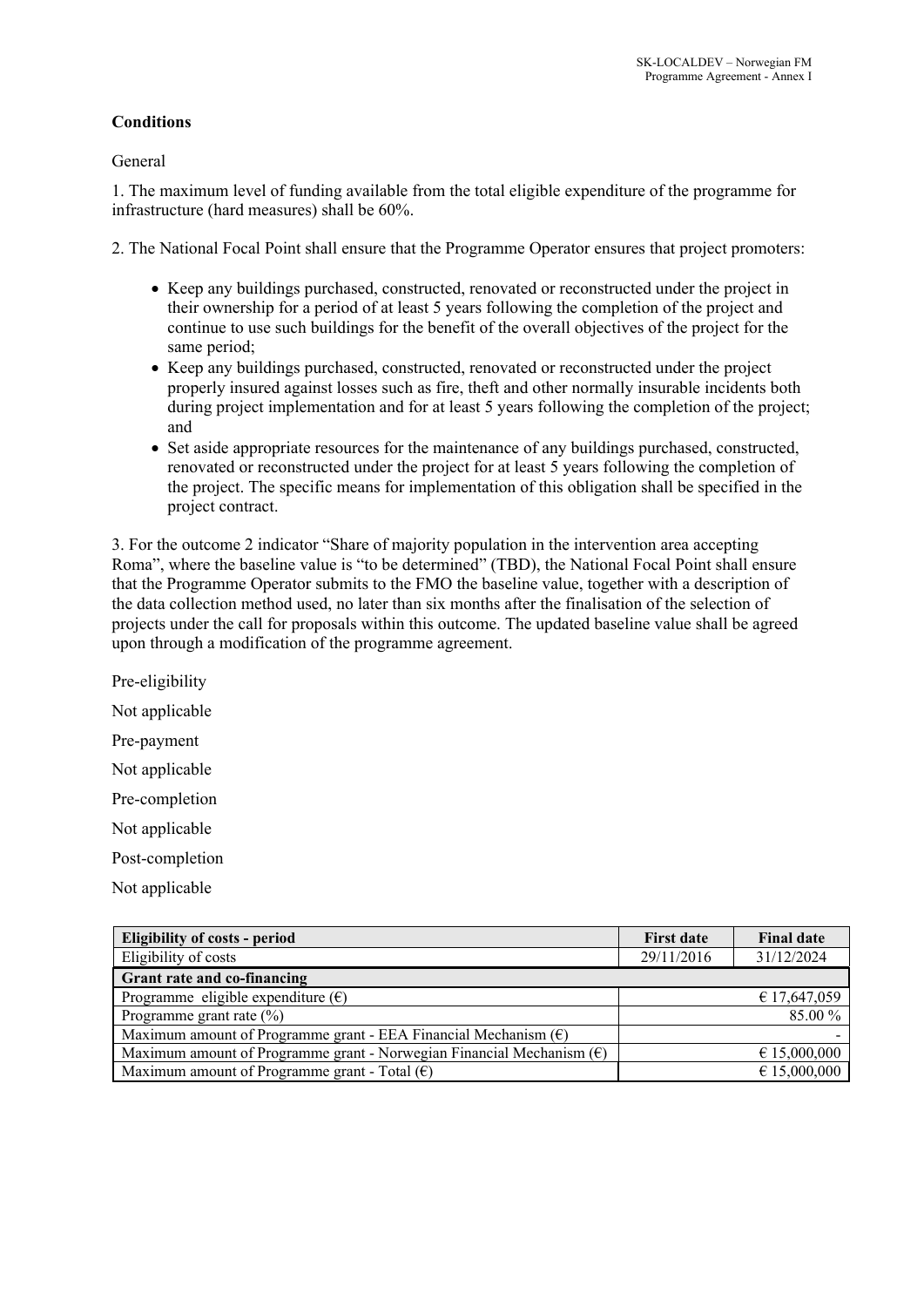**Conditions**

General

1. The maximum level of funding available from the total eligible expenditure of the programme for infrastructure (hard measures) shall be 60%.

2. The National Focal Point shall ensure that the Programme Operator ensures that project promoters:

- Keep any buildings purchased, constructed, renovated or reconstructed under the project in their ownership for a period of at least 5 years following the completion of the project and continue to use such buildings for the benefit of the overall objectives of the project for the same period;
- Keep any buildings purchased, constructed, renovated or reconstructed under the project properly insured against losses such as fire, theft and other normally insurable incidents both during project implementation and for at least 5 years following the completion of the project; and
- Set aside appropriate resources for the maintenance of any buildings purchased, constructed, renovated or reconstructed under the project for at least 5 years following the completion of the project. The specific means for implementation of this obligation shall be specified in the project contract.

3. For the outcome 2 indicator "Share of majority population in the intervention area accepting Roma", where the baseline value is "to be determined" (TBD), the National Focal Point shall ensure that the Programme Operator submits to the FMO the baseline value, together with a description of the data collection method used, no later than six months after the finalisation of the selection of projects under the call for proposals within this outcome. The updated baseline value shall be agreed upon through a modification of the programme agreement.

Pre-eligibility

Not applicable

Pre-payment

Not applicable

Pre-completion

Not applicable

Post-completion

Not applicable

| Eligibility of costs - period | First date | Final date |
|---|---|---|
| Eligibility of costs | 29/11/2016 | 31/12/2024 |
| **Grant rate and co-financing** | | |
| Programme eligible expenditure (€) | | € 17,647,059 |
| Programme grant rate (%) | | 85.00 % |
| Maximum amount of Programme grant - EEA Financial Mechanism (€) | | - |
| Maximum amount of Programme grant - Norwegian Financial Mechanism (€) | | € 15,000,000 |
| Maximum amount of Programme grant - Total (€) | | € 15,000,000 |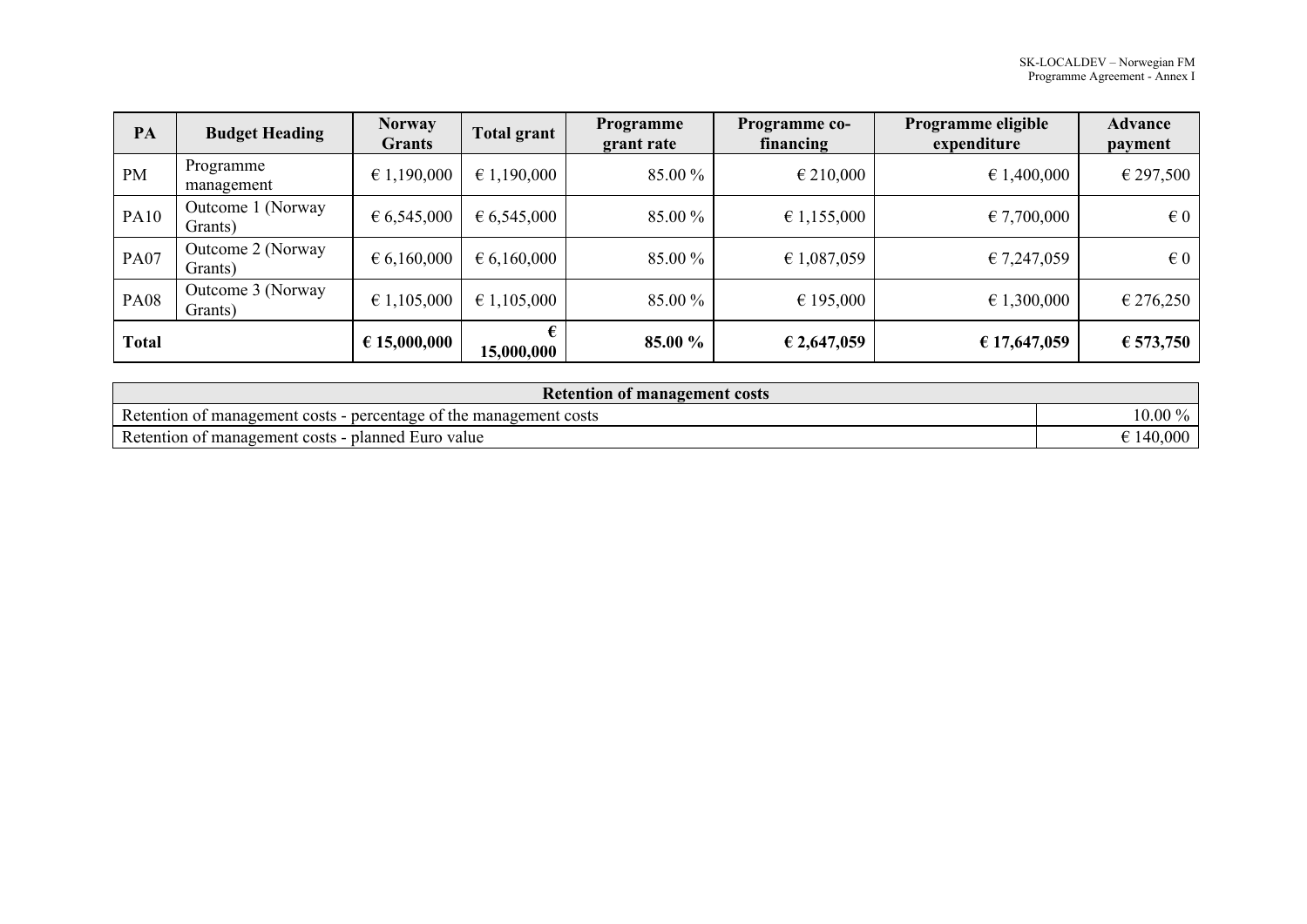| PA | Budget Heading | Norway Grants | Total grant | Programme grant rate | Programme co-financing | Programme eligible expenditure | Advance payment |
|---|---|---|---|---|---|---|---|
| PM | Programme management | € 1,190,000 | € 1,190,000 | 85.00 % | € 210,000 | € 1,400,000 | € 297,500 |
| PA10 | Outcome 1 (Norway Grants) | € 6,545,000 | € 6,545,000 | 85.00 % | € 1,155,000 | € 7,700,000 | € 0 |
| PA07 | Outcome 2 (Norway Grants) | € 6,160,000 | € 6,160,000 | 85.00 % | € 1,087,059 | € 7,247,059 | € 0 |
| PA08 | Outcome 3 (Norway Grants) | € 1,105,000 | € 1,105,000 | 85.00 % | € 195,000 | € 1,300,000 | € 276,250 |
| **Total** | | **€ 15,000,000** | **€ 15,000,000** | **85.00 %** | **€ 2,647,059** | **€ 17,647,059** | **€ 573,750** |

| Retention of management costs | |
|---|---|
| Retention of management costs - percentage of the management costs | 10.00 % |
| Retention of management costs - planned Euro value | € 140,000 |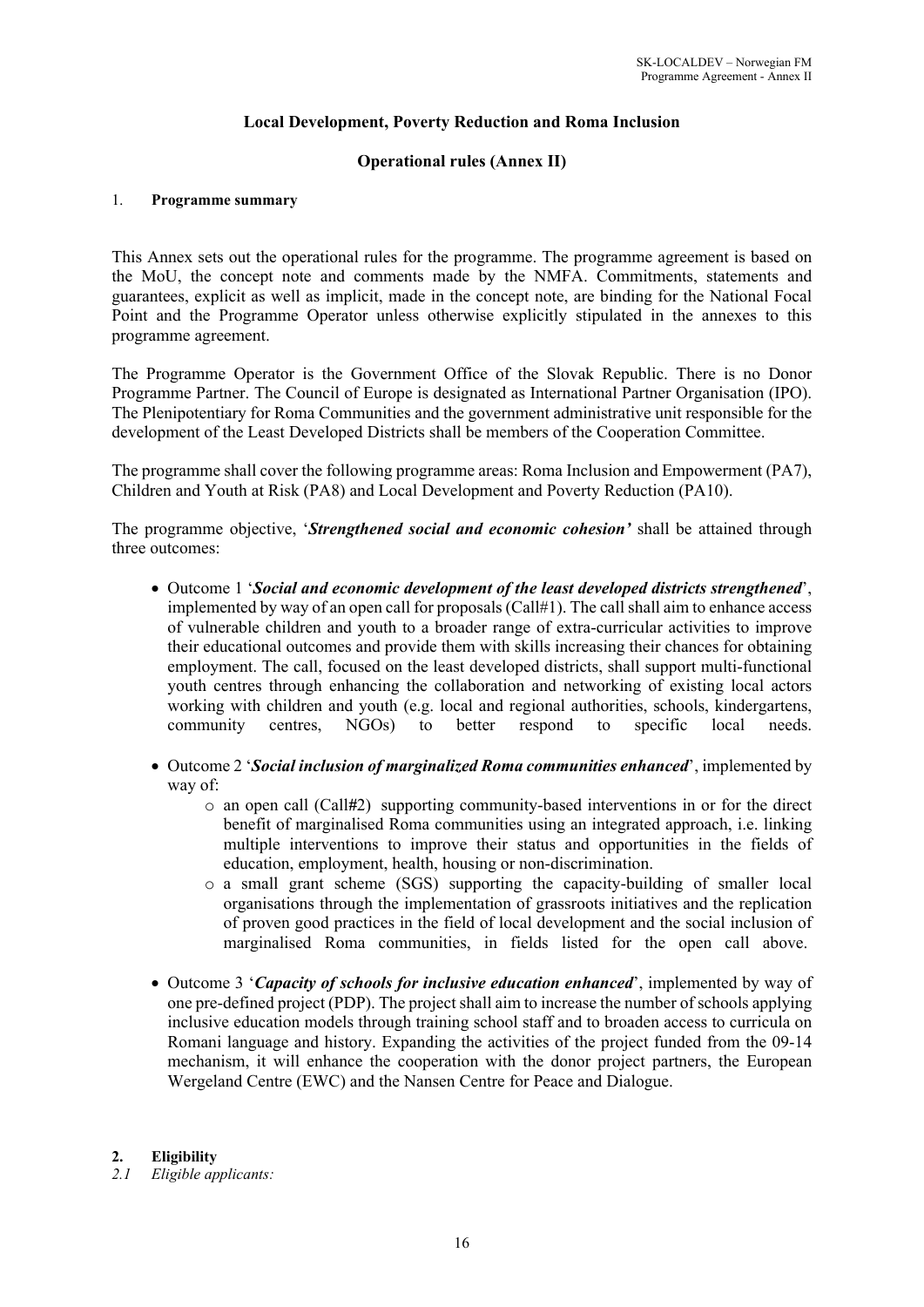**Local Development, Poverty Reduction and Roma Inclusion**

**Operational rules (Annex II)**

1. **Programme summary**

This Annex sets out the operational rules for the programme. The programme agreement is based on the MoU, the concept note and comments made by the NMFA. Commitments, statements and guarantees, explicit as well as implicit, made in the concept note, are binding for the National Focal Point and the Programme Operator unless otherwise explicitly stipulated in the annexes to this programme agreement.

The Programme Operator is the Government Office of the Slovak Republic. There is no Donor Programme Partner. The Council of Europe is designated as International Partner Organisation (IPO). The Plenipotentiary for Roma Communities and the government administrative unit responsible for the development of the Least Developed Districts shall be members of the Cooperation Committee.

The programme shall cover the following programme areas: Roma Inclusion and Empowerment (PA7), Children and Youth at Risk (PA8) and Local Development and Poverty Reduction (PA10).

The programme objective, '***Strengthened social and economic cohesion'*** shall be attained through three outcomes:

- Outcome 1 '***Social and economic development of the least developed districts strengthened***', implemented by way of an open call for proposals (Call#1). The call shall aim to enhance access of vulnerable children and youth to a broader range of extra-curricular activities to improve their educational outcomes and provide them with skills increasing their chances for obtaining employment. The call, focused on the least developed districts, shall support multi-functional youth centres through enhancing the collaboration and networking of existing local actors working with children and youth (e.g. local and regional authorities, schools, kindergartens, community centres, NGOs) to better respond to specific local needs.
- Outcome 2 '***Social inclusion of marginalized Roma communities enhanced***', implemented by way of:
  - an open call (Call#2) supporting community-based interventions in or for the direct benefit of marginalised Roma communities using an integrated approach, i.e. linking multiple interventions to improve their status and opportunities in the fields of education, employment, health, housing or non-discrimination.
  - a small grant scheme (SGS) supporting the capacity-building of smaller local organisations through the implementation of grassroots initiatives and the replication of proven good practices in the field of local development and the social inclusion of marginalised Roma communities, in fields listed for the open call above.
- Outcome 3 '***Capacity of schools for inclusive education enhanced***', implemented by way of one pre-defined project (PDP). The project shall aim to increase the number of schools applying inclusive education models through training school staff and to broaden access to curricula on Romani language and history. Expanding the activities of the project funded from the 09-14 mechanism, it will enhance the cooperation with the donor project partners, the European Wergeland Centre (EWC) and the Nansen Centre for Peace and Dialogue.

2. **Eligibility**

*2.1 Eligible applicants:*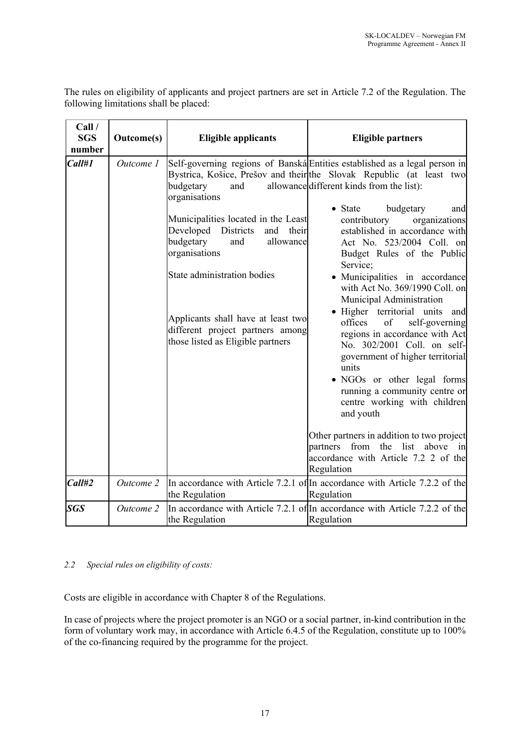The rules on eligibility of applicants and project partners are set in Article 7.2 of the Regulation. The following limitations shall be placed:

| Call / SGS number | Outcome(s) | Eligible applicants | Eligible partners |
|---|---|---|---|
| ***Call#1*** | *Outcome 1* | Self-governing regions of Banská Bystrica, Košice, Prešov and their budgetary and allowance organisations<br><br>Municipalities located in the Least Developed Districts and their budgetary and allowance organisations<br><br>State administration bodies<br><br>Applicants shall have at least two different project partners among those listed as Eligible partners | Entities established as a legal person in the Slovak Republic (at least two different kinds from the list):<br>• State budgetary and contributory organizations established in accordance with Act No. 523/2004 Coll. on Budget Rules of the Public Service;<br>• Municipalities in accordance with Act No. 369/1990 Coll. on Municipal Administration<br>• Higher territorial units and offices of self-governing regions in accordance with Act No. 302/2001 Coll. on self-government of higher territorial units<br>• NGOs or other legal forms running a community centre or centre working with children and youth<br><br>Other partners in addition to two project partners from the list above in accordance with Article 7.2 2 of the Regulation |
| ***Call#2*** | *Outcome 2* | In accordance with Article 7.2.1 of the Regulation | In accordance with Article 7.2.2 of the Regulation |
| ***SGS*** | *Outcome 2* | In accordance with Article 7.2.1 of the Regulation | In accordance with Article 7.2.2 of the Regulation |

*2.2 Special rules on eligibility of costs:*

Costs are eligible in accordance with Chapter 8 of the Regulations.

In case of projects where the project promoter is an NGO or a social partner, in-kind contribution in the form of voluntary work may, in accordance with Article 6.4.5 of the Regulation, constitute up to 100% of the co-financing required by the programme for the project.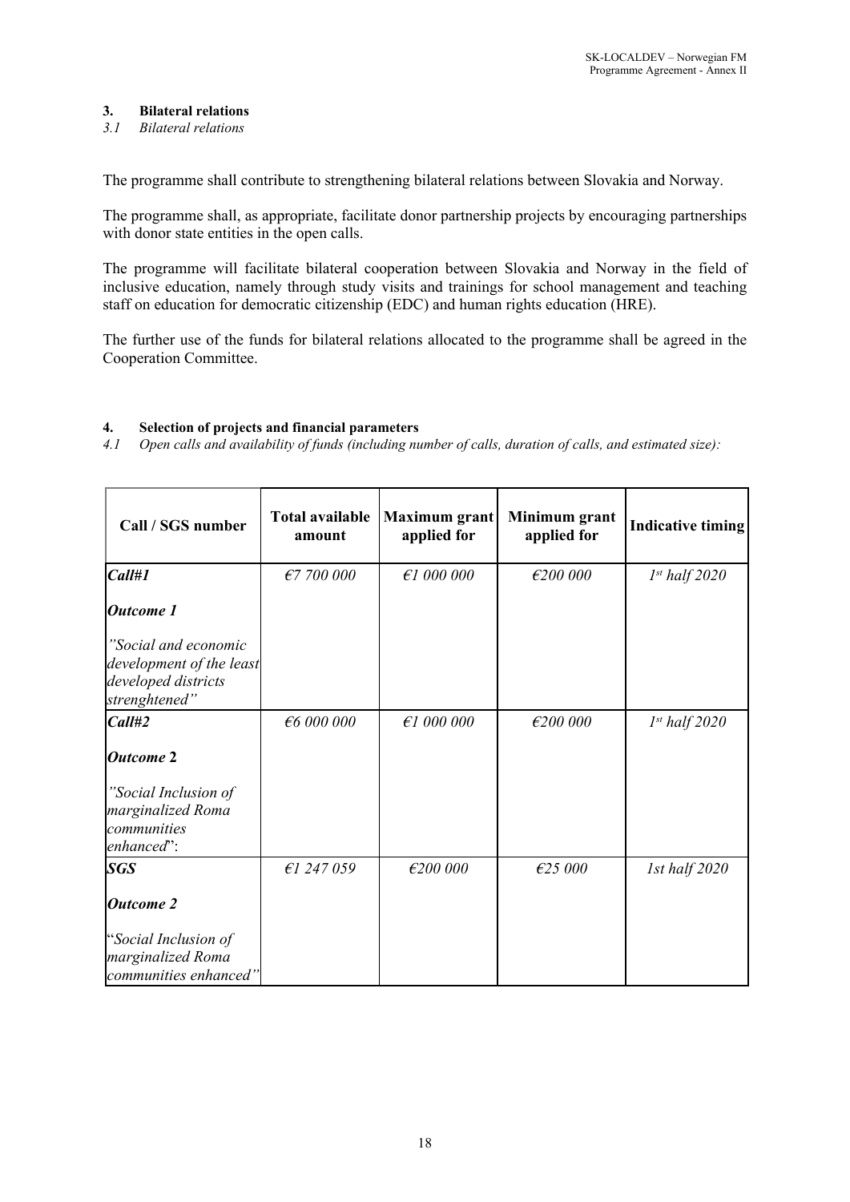### 3. Bilateral relations

*3.1 Bilateral relations*

The programme shall contribute to strengthening bilateral relations between Slovakia and Norway.

The programme shall, as appropriate, facilitate donor partnership projects by encouraging partnerships with donor state entities in the open calls.

The programme will facilitate bilateral cooperation between Slovakia and Norway in the field of inclusive education, namely through study visits and trainings for school management and teaching staff on education for democratic citizenship (EDC) and human rights education (HRE).

The further use of the funds for bilateral relations allocated to the programme shall be agreed in the Cooperation Committee.

### 4. Selection of projects and financial parameters

*4.1 Open calls and availability of funds (including number of calls, duration of calls, and estimated size):*

| Call / SGS number | Total available amount | Maximum grant applied for | Minimum grant applied for | Indicative timing |
|---|---|---|---|---|
| ***Call#1***<br><br>***Outcome 1***<br><br>*"Social and economic development of the least developed districts strenghtened"* | *€7 700 000* | *€1 000 000* | *€200 000* | *1st half 2020* |
| ***Call#2***<br><br>***Outcome* 2**<br><br>*"Social Inclusion of marginalized Roma communities enhanced*": | *€6 000 000* | *€1 000 000* | *€200 000* | *1st half 2020* |
| ***SGS***<br><br>***Outcome 2***<br><br>"*Social Inclusion of marginalized Roma communities enhanced"* | *€1 247 059* | *€200 000* | *€25 000* | *1st half 2020* |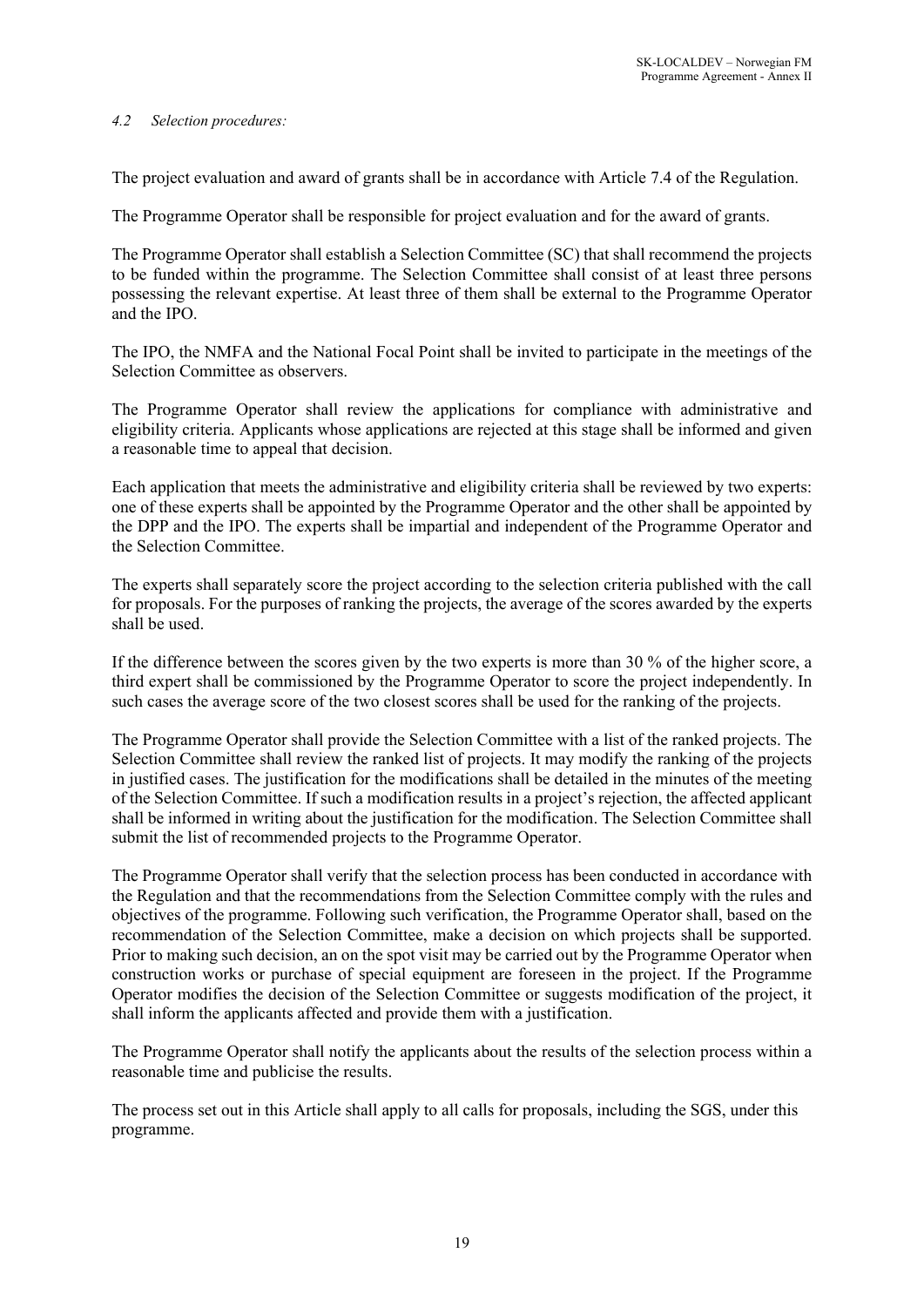### *4.2 Selection procedures:*

The project evaluation and award of grants shall be in accordance with Article 7.4 of the Regulation.

The Programme Operator shall be responsible for project evaluation and for the award of grants.

The Programme Operator shall establish a Selection Committee (SC) that shall recommend the projects to be funded within the programme. The Selection Committee shall consist of at least three persons possessing the relevant expertise. At least three of them shall be external to the Programme Operator and the IPO.

The IPO, the NMFA and the National Focal Point shall be invited to participate in the meetings of the Selection Committee as observers.

The Programme Operator shall review the applications for compliance with administrative and eligibility criteria. Applicants whose applications are rejected at this stage shall be informed and given a reasonable time to appeal that decision.

Each application that meets the administrative and eligibility criteria shall be reviewed by two experts: one of these experts shall be appointed by the Programme Operator and the other shall be appointed by the DPP and the IPO. The experts shall be impartial and independent of the Programme Operator and the Selection Committee.

The experts shall separately score the project according to the selection criteria published with the call for proposals. For the purposes of ranking the projects, the average of the scores awarded by the experts shall be used.

If the difference between the scores given by the two experts is more than 30 % of the higher score, a third expert shall be commissioned by the Programme Operator to score the project independently. In such cases the average score of the two closest scores shall be used for the ranking of the projects.

The Programme Operator shall provide the Selection Committee with a list of the ranked projects. The Selection Committee shall review the ranked list of projects. It may modify the ranking of the projects in justified cases. The justification for the modifications shall be detailed in the minutes of the meeting of the Selection Committee. If such a modification results in a project's rejection, the affected applicant shall be informed in writing about the justification for the modification. The Selection Committee shall submit the list of recommended projects to the Programme Operator.

The Programme Operator shall verify that the selection process has been conducted in accordance with the Regulation and that the recommendations from the Selection Committee comply with the rules and objectives of the programme. Following such verification, the Programme Operator shall, based on the recommendation of the Selection Committee, make a decision on which projects shall be supported. Prior to making such decision, an on the spot visit may be carried out by the Programme Operator when construction works or purchase of special equipment are foreseen in the project. If the Programme Operator modifies the decision of the Selection Committee or suggests modification of the project, it shall inform the applicants affected and provide them with a justification.

The Programme Operator shall notify the applicants about the results of the selection process within a reasonable time and publicise the results.

The process set out in this Article shall apply to all calls for proposals, including the SGS, under this programme.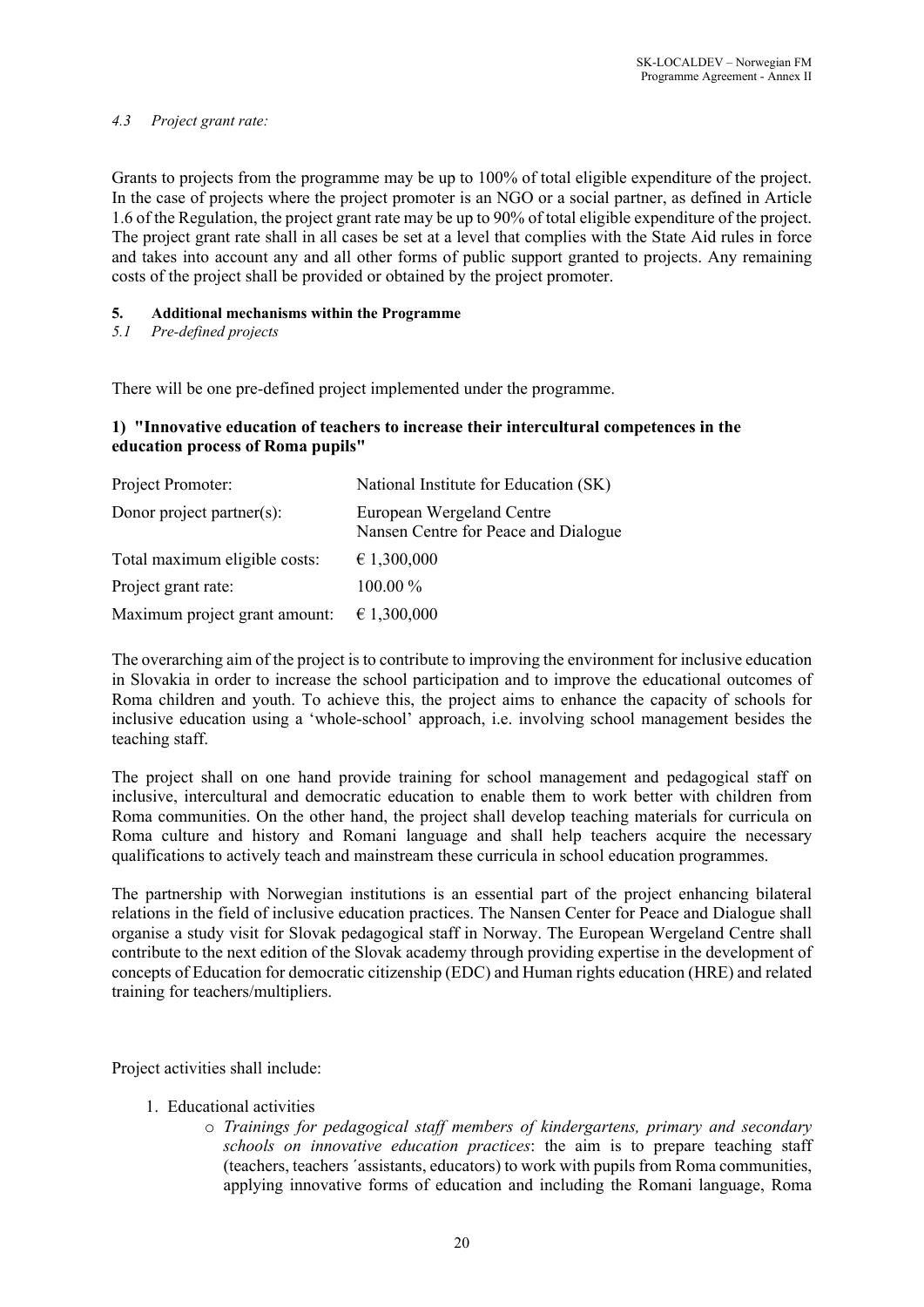*4.3 Project grant rate:*

Grants to projects from the programme may be up to 100% of total eligible expenditure of the project. In the case of projects where the project promoter is an NGO or a social partner, as defined in Article 1.6 of the Regulation, the project grant rate may be up to 90% of total eligible expenditure of the project. The project grant rate shall in all cases be set at a level that complies with the State Aid rules in force and takes into account any and all other forms of public support granted to projects. Any remaining costs of the project shall be provided or obtained by the project promoter.

**5. Additional mechanisms within the Programme**

*5.1 Pre-defined projects*

There will be one pre-defined project implemented under the programme.

**1) "Innovative education of teachers to increase their intercultural competences in the education process of Roma pupils"**

| | |
|---|---|
| Project Promoter: | National Institute for Education (SK) |
| Donor project partner(s): | European Wergeland Centre<br>Nansen Centre for Peace and Dialogue |
| Total maximum eligible costs: | € 1,300,000 |
| Project grant rate: | 100.00 % |
| Maximum project grant amount: | € 1,300,000 |

The overarching aim of the project is to contribute to improving the environment for inclusive education in Slovakia in order to increase the school participation and to improve the educational outcomes of Roma children and youth. To achieve this, the project aims to enhance the capacity of schools for inclusive education using a 'whole-school' approach, i.e. involving school management besides the teaching staff.

The project shall on one hand provide training for school management and pedagogical staff on inclusive, intercultural and democratic education to enable them to work better with children from Roma communities. On the other hand, the project shall develop teaching materials for curricula on Roma culture and history and Romani language and shall help teachers acquire the necessary qualifications to actively teach and mainstream these curricula in school education programmes.

The partnership with Norwegian institutions is an essential part of the project enhancing bilateral relations in the field of inclusive education practices. The Nansen Center for Peace and Dialogue shall organise a study visit for Slovak pedagogical staff in Norway. The European Wergeland Centre shall contribute to the next edition of the Slovak academy through providing expertise in the development of concepts of Education for democratic citizenship (EDC) and Human rights education (HRE) and related training for teachers/multipliers.

Project activities shall include:

1. Educational activities
   - *Trainings for pedagogical staff members of kindergartens, primary and secondary schools on innovative education practices*: the aim is to prepare teaching staff (teachers, teachers ´assistants, educators) to work with pupils from Roma communities, applying innovative forms of education and including the Romani language, Roma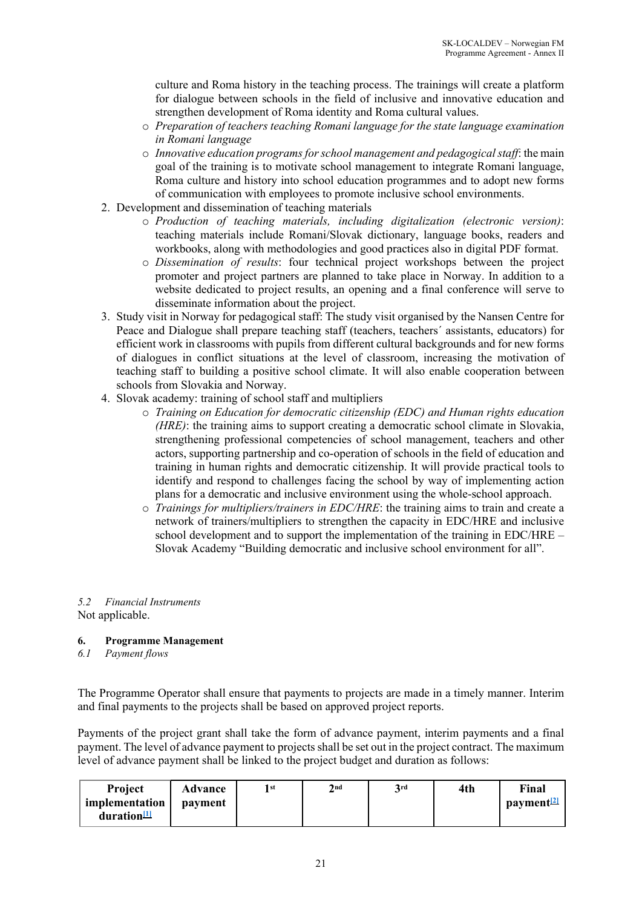culture and Roma history in the teaching process. The trainings will create a platform for dialogue between schools in the field of inclusive and innovative education and strengthen development of Roma identity and Roma cultural values.

- *Preparation of teachers teaching Romani language for the state language examination in Romani language*
- *Innovative education programs for school management and pedagogical staff*: the main goal of the training is to motivate school management to integrate Romani language, Roma culture and history into school education programmes and to adopt new forms of communication with employees to promote inclusive school environments.

2. Development and dissemination of teaching materials
   - *Production of teaching materials, including digitalization (electronic version)*: teaching materials include Romani/Slovak dictionary, language books, readers and workbooks, along with methodologies and good practices also in digital PDF format.
   - *Dissemination of results*: four technical project workshops between the project promoter and project partners are planned to take place in Norway. In addition to a website dedicated to project results, an opening and a final conference will serve to disseminate information about the project.
3. Study visit in Norway for pedagogical staff: The study visit organised by the Nansen Centre for Peace and Dialogue shall prepare teaching staff (teachers, teachers´ assistants, educators) for efficient work in classrooms with pupils from different cultural backgrounds and for new forms of dialogues in conflict situations at the level of classroom, increasing the motivation of teaching staff to building a positive school climate. It will also enable cooperation between schools from Slovakia and Norway.
4. Slovak academy: training of school staff and multipliers
   - *Training on Education for democratic citizenship (EDC) and Human rights education (HRE)*: the training aims to support creating a democratic school climate in Slovakia, strengthening professional competencies of school management, teachers and other actors, supporting partnership and co-operation of schools in the field of education and training in human rights and democratic citizenship. It will provide practical tools to identify and respond to challenges facing the school by way of implementing action plans for a democratic and inclusive environment using the whole-school approach.
   - *Trainings for multipliers/trainers in EDC/HRE*: the training aims to train and create a network of trainers/multipliers to strengthen the capacity in EDC/HRE and inclusive school development and to support the implementation of the training in EDC/HRE – Slovak Academy "Building democratic and inclusive school environment for all".

*5.2 Financial Instruments*

Not applicable.

## 6. Programme Management

*6.1 Payment flows*

The Programme Operator shall ensure that payments to projects are made in a timely manner. Interim and final payments to the projects shall be based on approved project reports.

Payments of the project grant shall take the form of advance payment, interim payments and a final payment. The level of advance payment to projects shall be set out in the project contract. The maximum level of advance payment shall be linked to the project budget and duration as follows:

| Project implementation duration[1] | Advance payment | 1st | 2nd | 3rd | 4th | Final payment[2] |
|---|---|---|---|---|---|---|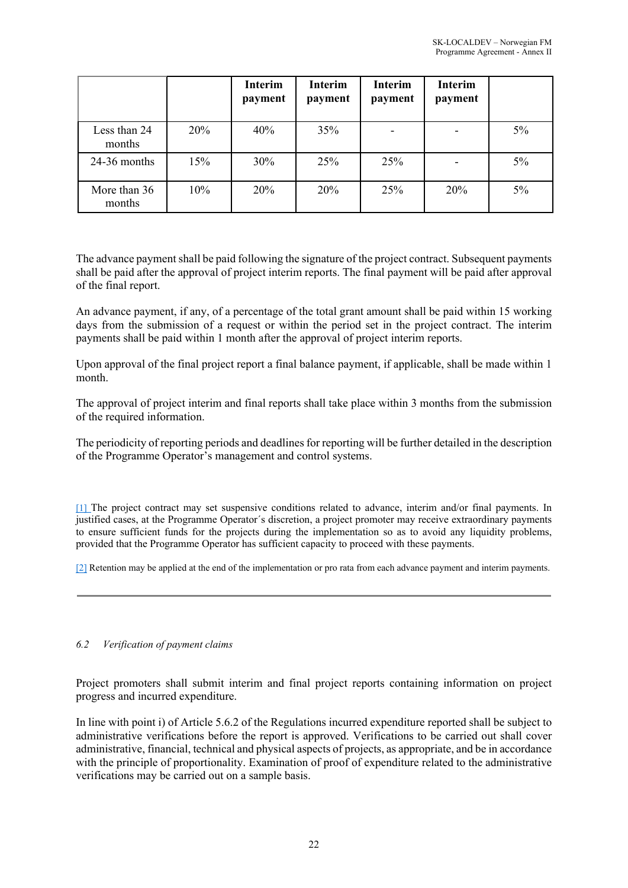| | | Interim payment | Interim payment | Interim payment | Interim payment | |
|---|---|---|---|---|---|---|
| Less than 24 months | 20% | 40% | 35% | - | - | 5% |
| 24-36 months | 15% | 30% | 25% | 25% | - | 5% |
| More than 36 months | 10% | 20% | 20% | 25% | 20% | 5% |

The advance payment shall be paid following the signature of the project contract. Subsequent payments shall be paid after the approval of project interim reports. The final payment will be paid after approval of the final report.

An advance payment, if any, of a percentage of the total grant amount shall be paid within 15 working days from the submission of a request or within the period set in the project contract. The interim payments shall be paid within 1 month after the approval of project interim reports.

Upon approval of the final project report a final balance payment, if applicable, shall be made within 1 month.

The approval of project interim and final reports shall take place within 3 months from the submission of the required information.

The periodicity of reporting periods and deadlines for reporting will be further detailed in the description of the Programme Operator's management and control systems.

[1] The project contract may set suspensive conditions related to advance, interim and/or final payments. In justified cases, at the Programme Operator´s discretion, a project promoter may receive extraordinary payments to ensure sufficient funds for the projects during the implementation so as to avoid any liquidity problems, provided that the Programme Operator has sufficient capacity to proceed with these payments.

[2] Retention may be applied at the end of the implementation or pro rata from each advance payment and interim payments.

---

### *6.2 Verification of payment claims*

Project promoters shall submit interim and final project reports containing information on project progress and incurred expenditure.

In line with point i) of Article 5.6.2 of the Regulations incurred expenditure reported shall be subject to administrative verifications before the report is approved. Verifications to be carried out shall cover administrative, financial, technical and physical aspects of projects, as appropriate, and be in accordance with the principle of proportionality. Examination of proof of expenditure related to the administrative verifications may be carried out on a sample basis.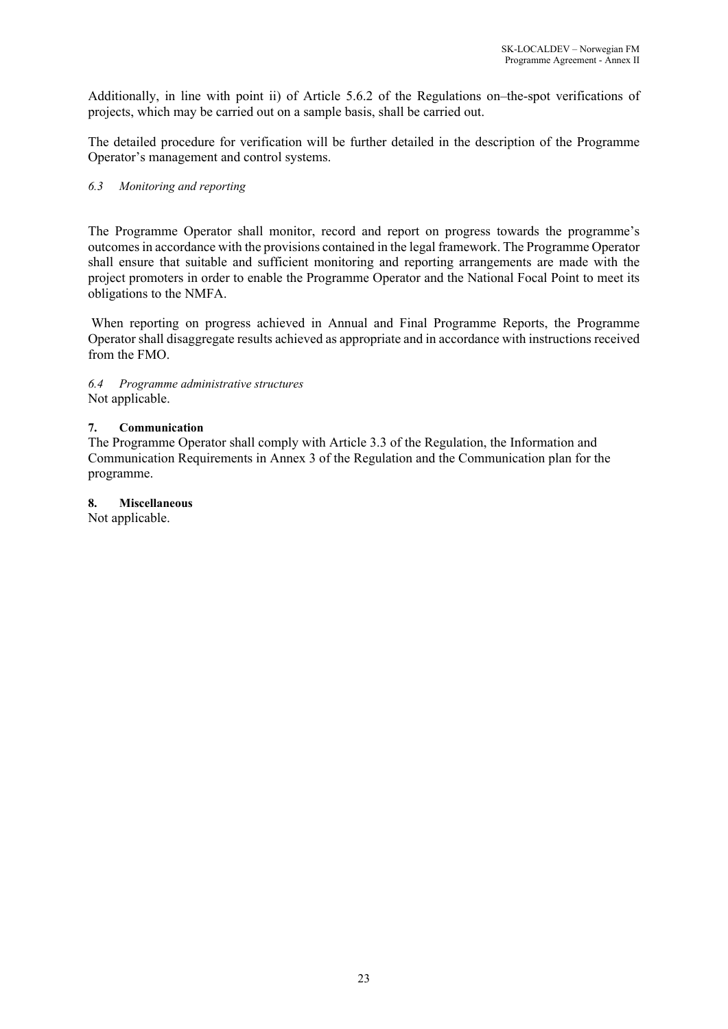Additionally, in line with point ii) of Article 5.6.2 of the Regulations on–the-spot verifications of projects, which may be carried out on a sample basis, shall be carried out.

The detailed procedure for verification will be further detailed in the description of the Programme Operator's management and control systems.

### *6.3 Monitoring and reporting*

The Programme Operator shall monitor, record and report on progress towards the programme's outcomes in accordance with the provisions contained in the legal framework. The Programme Operator shall ensure that suitable and sufficient monitoring and reporting arrangements are made with the project promoters in order to enable the Programme Operator and the National Focal Point to meet its obligations to the NMFA.

When reporting on progress achieved in Annual and Final Programme Reports, the Programme Operator shall disaggregate results achieved as appropriate and in accordance with instructions received from the FMO.

### *6.4 Programme administrative structures*

Not applicable.

## **7. Communication**

The Programme Operator shall comply with Article 3.3 of the Regulation, the Information and Communication Requirements in Annex 3 of the Regulation and the Communication plan for the programme.

## **8. Miscellaneous**

Not applicable.